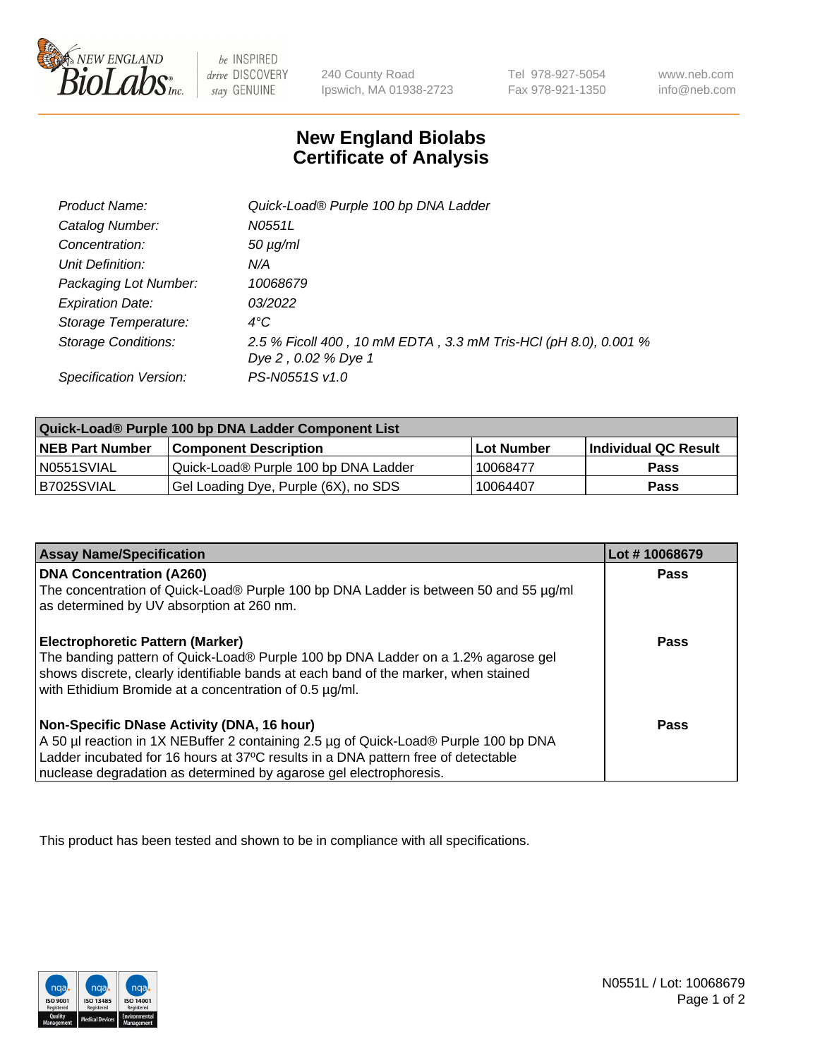# New England Biolabs Certificate of Analysis

| | |
|---|---|
| Product Name: | Quick-Load® Purple 100 bp DNA Ladder |
| Catalog Number: | N0551L |
| Concentration: | 50 µg/ml |
| Unit Definition: | N/A |
| Packaging Lot Number: | 10068679 |
| Expiration Date: | 03/2022 |
| Storage Temperature: | 4°C |
| Storage Conditions: | 2.5 % Ficoll 400 , 10 mM EDTA , 3.3 mM Tris-HCl (pH 8.0), 0.001 % Dye 2 , 0.02 % Dye 1 |
| Specification Version: | PS-N0551S v1.0 |

| Quick-Load® Purple 100 bp DNA Ladder Component List | | | |
|---|---|---|---|
| **NEB Part Number** | **Component Description** | **Lot Number** | **Individual QC Result** |
| N0551SVIAL | Quick-Load® Purple 100 bp DNA Ladder | 10068477 | **Pass** |
| B7025SVIAL | Gel Loading Dye, Purple (6X), no SDS | 10064407 | **Pass** |

| Assay Name/Specification | Lot # 10068679 |
|---|---|
| **DNA Concentration (A260)**<br>The concentration of Quick-Load® Purple 100 bp DNA Ladder is between 50 and 55 µg/ml as determined by UV absorption at 260 nm. | **Pass** |
| **Electrophoretic Pattern (Marker)**<br>The banding pattern of Quick-Load® Purple 100 bp DNA Ladder on a 1.2% agarose gel shows discrete, clearly identifiable bands at each band of the marker, when stained with Ethidium Bromide at a concentration of 0.5 µg/ml. | **Pass** |
| **Non-Specific DNase Activity (DNA, 16 hour)**<br>A 50 µl reaction in 1X NEBuffer 2 containing 2.5 µg of Quick-Load® Purple 100 bp DNA Ladder incubated for 16 hours at 37ºC results in a DNA pattern free of detectable nuclease degradation as determined by agarose gel electrophoresis. | **Pass** |

This product has been tested and shown to be in compliance with all specifications.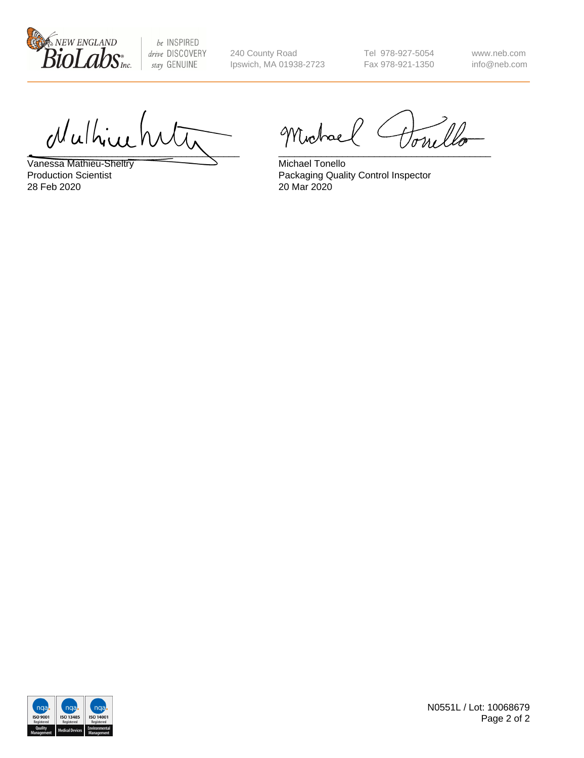Vanessa Mathieu-Sheltry
Production Scientist
28 Feb 2020

Michael Tonello
Packaging Quality Control Inspector
20 Mar 2020